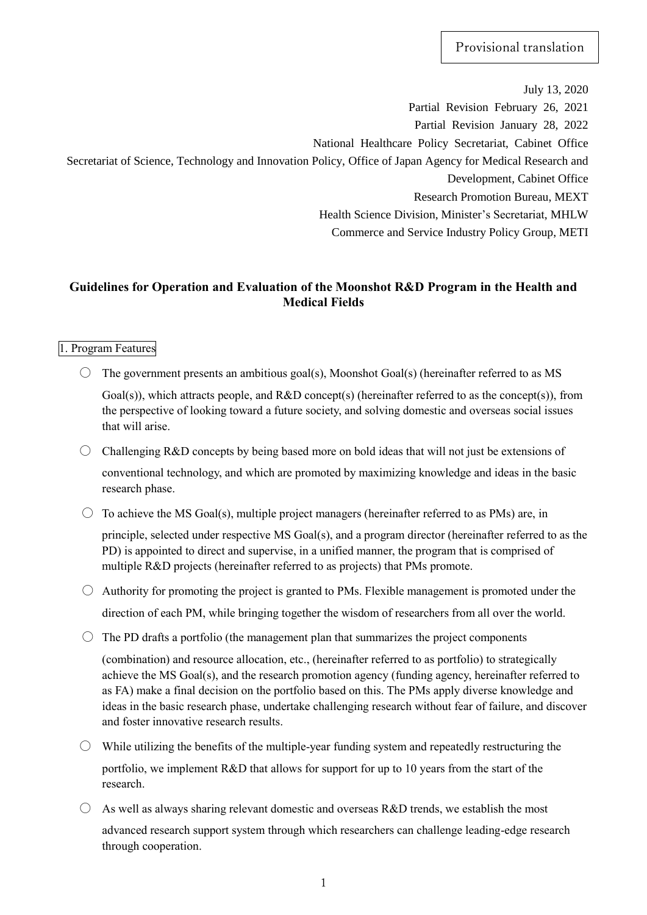Provisional translation

July 13, 2020

Partial Revision February 26, 2021

Partial Revision January 28, 2022

National Healthcare Policy Secretariat, Cabinet Office

Secretariat of Science, Technology and Innovation Policy, Office of Japan Agency for Medical Research and Development, Cabinet Office

Research Promotion Bureau, MEXT

Health Science Division, Minister's Secretariat, MHLW

Commerce and Service Industry Policy Group, METI

# Guidelines for Operation and Evaluation of the Moonshot R&D Program in the Health and Medical Fields

## 1. Program Features

- ○ The government presents an ambitious goal(s), Moonshot Goal(s) (hereinafter referred to as MS Goal(s)), which attracts people, and R&D concept(s) (hereinafter referred to as the concept(s)), from the perspective of looking toward a future society, and solving domestic and overseas social issues that will arise.
- ○ Challenging R&D concepts by being based more on bold ideas that will not just be extensions of conventional technology, and which are promoted by maximizing knowledge and ideas in the basic research phase.
- ○ To achieve the MS Goal(s), multiple project managers (hereinafter referred to as PMs) are, in principle, selected under respective MS Goal(s), and a program director (hereinafter referred to as the PD) is appointed to direct and supervise, in a unified manner, the program that is comprised of multiple R&D projects (hereinafter referred to as projects) that PMs promote.
- ○ Authority for promoting the project is granted to PMs. Flexible management is promoted under the direction of each PM, while bringing together the wisdom of researchers from all over the world.
- ○ The PD drafts a portfolio (the management plan that summarizes the project components (combination) and resource allocation, etc., (hereinafter referred to as portfolio) to strategically achieve the MS Goal(s), and the research promotion agency (funding agency, hereinafter referred to as FA) make a final decision on the portfolio based on this. The PMs apply diverse knowledge and ideas in the basic research phase, undertake challenging research without fear of failure, and discover and foster innovative research results.
- ○ While utilizing the benefits of the multiple-year funding system and repeatedly restructuring the portfolio, we implement R&D that allows for support for up to 10 years from the start of the research.
- ○ As well as always sharing relevant domestic and overseas R&D trends, we establish the most advanced research support system through which researchers can challenge leading-edge research through cooperation.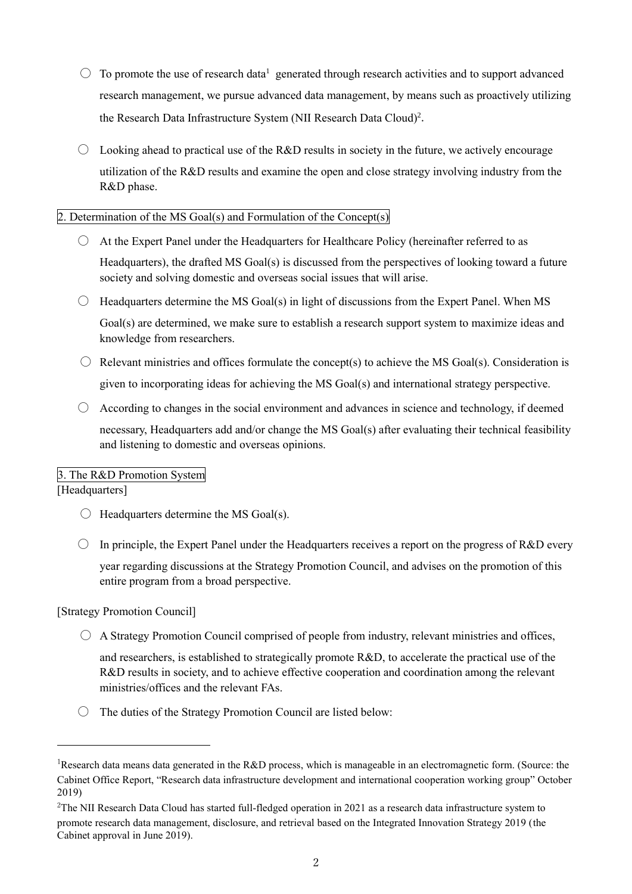- ○ To promote the use of research data[1] generated through research activities and to support advanced research management, we pursue advanced data management, by means such as proactively utilizing the Research Data Infrastructure System (NII Research Data Cloud)[2].
- ○ Looking ahead to practical use of the R&D results in society in the future, we actively encourage utilization of the R&D results and examine the open and close strategy involving industry from the R&D phase.

## 2. Determination of the MS Goal(s) and Formulation of the Concept(s)

- ○ At the Expert Panel under the Headquarters for Healthcare Policy (hereinafter referred to as Headquarters), the drafted MS Goal(s) is discussed from the perspectives of looking toward a future society and solving domestic and overseas social issues that will arise.
- ○ Headquarters determine the MS Goal(s) in light of discussions from the Expert Panel. When MS Goal(s) are determined, we make sure to establish a research support system to maximize ideas and knowledge from researchers.
- ○ Relevant ministries and offices formulate the concept(s) to achieve the MS Goal(s). Consideration is given to incorporating ideas for achieving the MS Goal(s) and international strategy perspective.
- ○ According to changes in the social environment and advances in science and technology, if deemed necessary, Headquarters add and/or change the MS Goal(s) after evaluating their technical feasibility and listening to domestic and overseas opinions.

## 3. The R&D Promotion System

[Headquarters]

- ○ Headquarters determine the MS Goal(s).
- ○ In principle, the Expert Panel under the Headquarters receives a report on the progress of R&D every year regarding discussions at the Strategy Promotion Council, and advises on the promotion of this entire program from a broad perspective.

[Strategy Promotion Council]

- ○ A Strategy Promotion Council comprised of people from industry, relevant ministries and offices, and researchers, is established to strategically promote R&D, to accelerate the practical use of the R&D results in society, and to achieve effective cooperation and coordination among the relevant ministries/offices and the relevant FAs.
- ○ The duties of the Strategy Promotion Council are listed below:

---

[1] Research data means data generated in the R&D process, which is manageable in an electromagnetic form. (Source: the Cabinet Office Report, "Research data infrastructure development and international cooperation working group" October 2019)

[2] The NII Research Data Cloud has started full-fledged operation in 2021 as a research data infrastructure system to promote research data management, disclosure, and retrieval based on the Integrated Innovation Strategy 2019 (the Cabinet approval in June 2019).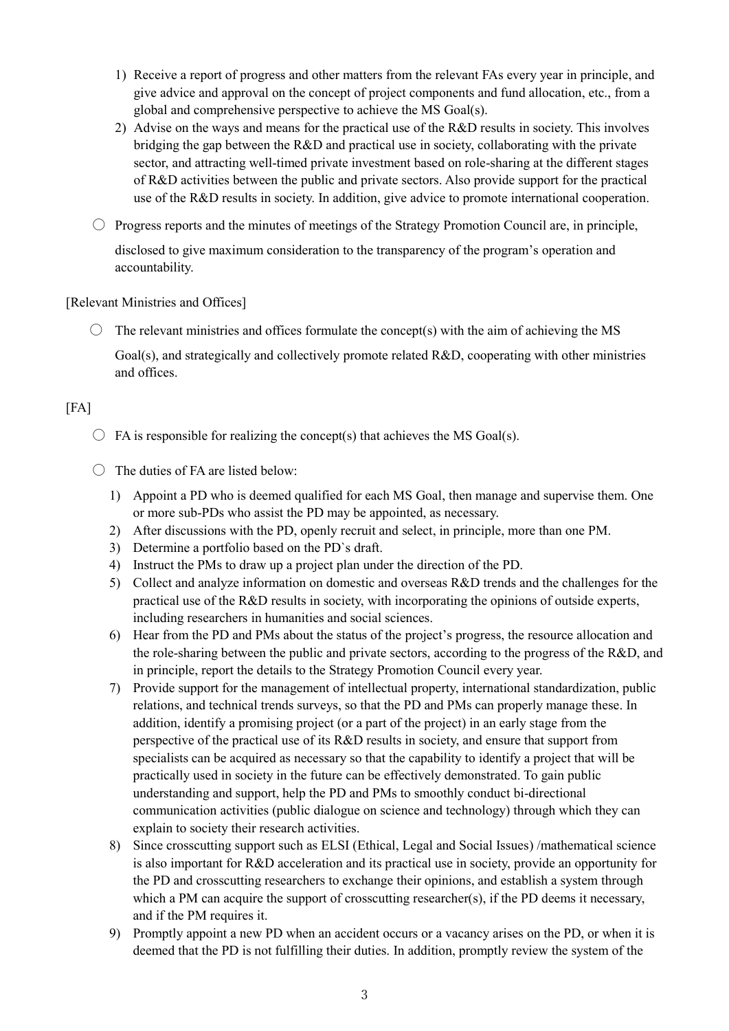1) Receive a report of progress and other matters from the relevant FAs every year in principle, and give advice and approval on the concept of project components and fund allocation, etc., from a global and comprehensive perspective to achieve the MS Goal(s).
2) Advise on the ways and means for the practical use of the R&D results in society. This involves bridging the gap between the R&D and practical use in society, collaborating with the private sector, and attracting well-timed private investment based on role-sharing at the different stages of R&D activities between the public and private sectors. Also provide support for the practical use of the R&D results in society. In addition, give advice to promote international cooperation.

○ Progress reports and the minutes of meetings of the Strategy Promotion Council are, in principle, disclosed to give maximum consideration to the transparency of the program's operation and accountability.

[Relevant Ministries and Offices]

○ The relevant ministries and offices formulate the concept(s) with the aim of achieving the MS Goal(s), and strategically and collectively promote related R&D, cooperating with other ministries and offices.

[FA]

○ FA is responsible for realizing the concept(s) that achieves the MS Goal(s).

○ The duties of FA are listed below:

1) Appoint a PD who is deemed qualified for each MS Goal, then manage and supervise them. One or more sub-PDs who assist the PD may be appointed, as necessary.
2) After discussions with the PD, openly recruit and select, in principle, more than one PM.
3) Determine a portfolio based on the PD`s draft.
4) Instruct the PMs to draw up a project plan under the direction of the PD.
5) Collect and analyze information on domestic and overseas R&D trends and the challenges for the practical use of the R&D results in society, with incorporating the opinions of outside experts, including researchers in humanities and social sciences.
6) Hear from the PD and PMs about the status of the project's progress, the resource allocation and the role-sharing between the public and private sectors, according to the progress of the R&D, and in principle, report the details to the Strategy Promotion Council every year.
7) Provide support for the management of intellectual property, international standardization, public relations, and technical trends surveys, so that the PD and PMs can properly manage these. In addition, identify a promising project (or a part of the project) in an early stage from the perspective of the practical use of its R&D results in society, and ensure that support from specialists can be acquired as necessary so that the capability to identify a project that will be practically used in society in the future can be effectively demonstrated. To gain public understanding and support, help the PD and PMs to smoothly conduct bi-directional communication activities (public dialogue on science and technology) through which they can explain to society their research activities.
8) Since crosscutting support such as ELSI (Ethical, Legal and Social Issues) /mathematical science is also important for R&D acceleration and its practical use in society, provide an opportunity for the PD and crosscutting researchers to exchange their opinions, and establish a system through which a PM can acquire the support of crosscutting researcher(s), if the PD deems it necessary, and if the PM requires it.
9) Promptly appoint a new PD when an accident occurs or a vacancy arises on the PD, or when it is deemed that the PD is not fulfilling their duties. In addition, promptly review the system of the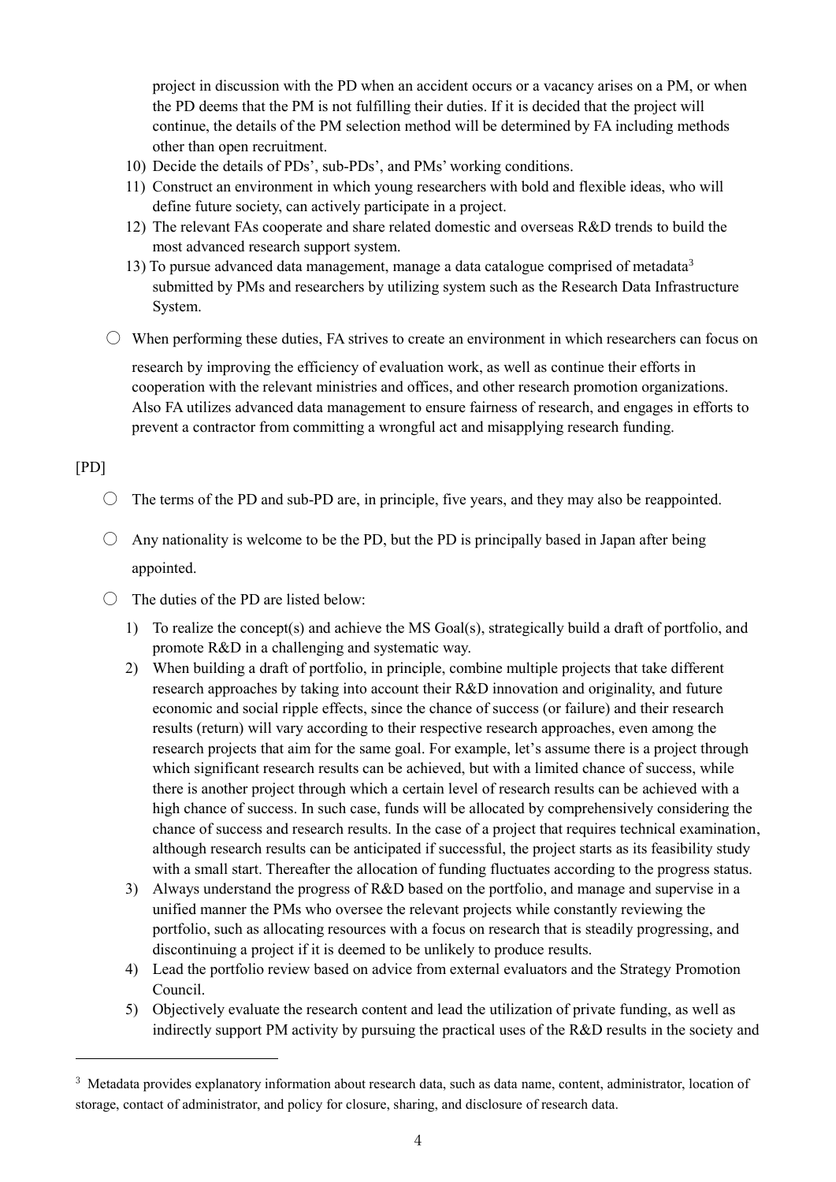project in discussion with the PD when an accident occurs or a vacancy arises on a PM, or when the PD deems that the PM is not fulfilling their duties. If it is decided that the project will continue, the details of the PM selection method will be determined by FA including methods other than open recruitment.

10) Decide the details of PDs', sub-PDs', and PMs' working conditions.
11) Construct an environment in which young researchers with bold and flexible ideas, who will define future society, can actively participate in a project.
12) The relevant FAs cooperate and share related domestic and overseas R&D trends to build the most advanced research support system.
13) To pursue advanced data management, manage a data catalogue comprised of metadata[3] submitted by PMs and researchers by utilizing system such as the Research Data Infrastructure System.

○ When performing these duties, FA strives to create an environment in which researchers can focus on research by improving the efficiency of evaluation work, as well as continue their efforts in cooperation with the relevant ministries and offices, and other research promotion organizations. Also FA utilizes advanced data management to ensure fairness of research, and engages in efforts to prevent a contractor from committing a wrongful act and misapplying research funding.

[PD]

○ The terms of the PD and sub-PD are, in principle, five years, and they may also be reappointed.

○ Any nationality is welcome to be the PD, but the PD is principally based in Japan after being appointed.

○ The duties of the PD are listed below:

1) To realize the concept(s) and achieve the MS Goal(s), strategically build a draft of portfolio, and promote R&D in a challenging and systematic way.
2) When building a draft of portfolio, in principle, combine multiple projects that take different research approaches by taking into account their R&D innovation and originality, and future economic and social ripple effects, since the chance of success (or failure) and their research results (return) will vary according to their respective research approaches, even among the research projects that aim for the same goal. For example, let's assume there is a project through which significant research results can be achieved, but with a limited chance of success, while there is another project through which a certain level of research results can be achieved with a high chance of success. In such case, funds will be allocated by comprehensively considering the chance of success and research results. In the case of a project that requires technical examination, although research results can be anticipated if successful, the project starts as its feasibility study with a small start. Thereafter the allocation of funding fluctuates according to the progress status.
3) Always understand the progress of R&D based on the portfolio, and manage and supervise in a unified manner the PMs who oversee the relevant projects while constantly reviewing the portfolio, such as allocating resources with a focus on research that is steadily progressing, and discontinuing a project if it is deemed to be unlikely to produce results.
4) Lead the portfolio review based on advice from external evaluators and the Strategy Promotion Council.
5) Objectively evaluate the research content and lead the utilization of private funding, as well as indirectly support PM activity by pursuing the practical uses of the R&D results in the society and

[3] Metadata provides explanatory information about research data, such as data name, content, administrator, location of storage, contact of administrator, and policy for closure, sharing, and disclosure of research data.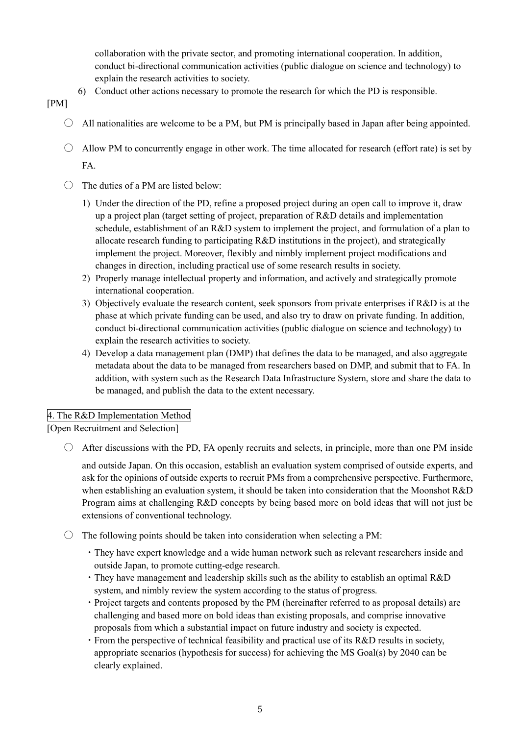collaboration with the private sector, and promoting international cooperation. In addition, conduct bi-directional communication activities (public dialogue on science and technology) to explain the research activities to society.

6) Conduct other actions necessary to promote the research for which the PD is responsible.

[PM]

- ○ All nationalities are welcome to be a PM, but PM is principally based in Japan after being appointed.
- ○ Allow PM to concurrently engage in other work. The time allocated for research (effort rate) is set by FA.
- ○ The duties of a PM are listed below:
  1) Under the direction of the PD, refine a proposed project during an open call to improve it, draw up a project plan (target setting of project, preparation of R&D details and implementation schedule, establishment of an R&D system to implement the project, and formulation of a plan to allocate research funding to participating R&D institutions in the project), and strategically implement the project. Moreover, flexibly and nimbly implement project modifications and changes in direction, including practical use of some research results in society.
  2) Properly manage intellectual property and information, and actively and strategically promote international cooperation.
  3) Objectively evaluate the research content, seek sponsors from private enterprises if R&D is at the phase at which private funding can be used, and also try to draw on private funding. In addition, conduct bi-directional communication activities (public dialogue on science and technology) to explain the research activities to society.
  4) Develop a data management plan (DMP) that defines the data to be managed, and also aggregate metadata about the data to be managed from researchers based on DMP, and submit that to FA. In addition, with system such as the Research Data Infrastructure System, store and share the data to be managed, and publish the data to the extent necessary.

## 4. The R&D Implementation Method

[Open Recruitment and Selection]

- ○ After discussions with the PD, FA openly recruits and selects, in principle, more than one PM inside and outside Japan. On this occasion, establish an evaluation system comprised of outside experts, and ask for the opinions of outside experts to recruit PMs from a comprehensive perspective. Furthermore, when establishing an evaluation system, it should be taken into consideration that the Moonshot R&D Program aims at challenging R&D concepts by being based more on bold ideas that will not just be extensions of conventional technology.
- ○ The following points should be taken into consideration when selecting a PM:
  - ・They have expert knowledge and a wide human network such as relevant researchers inside and outside Japan, to promote cutting-edge research.
  - ・They have management and leadership skills such as the ability to establish an optimal R&D system, and nimbly review the system according to the status of progress.
  - ・Project targets and contents proposed by the PM (hereinafter referred to as proposal details) are challenging and based more on bold ideas than existing proposals, and comprise innovative proposals from which a substantial impact on future industry and society is expected.
  - ・From the perspective of technical feasibility and practical use of its R&D results in society, appropriate scenarios (hypothesis for success) for achieving the MS Goal(s) by 2040 can be clearly explained.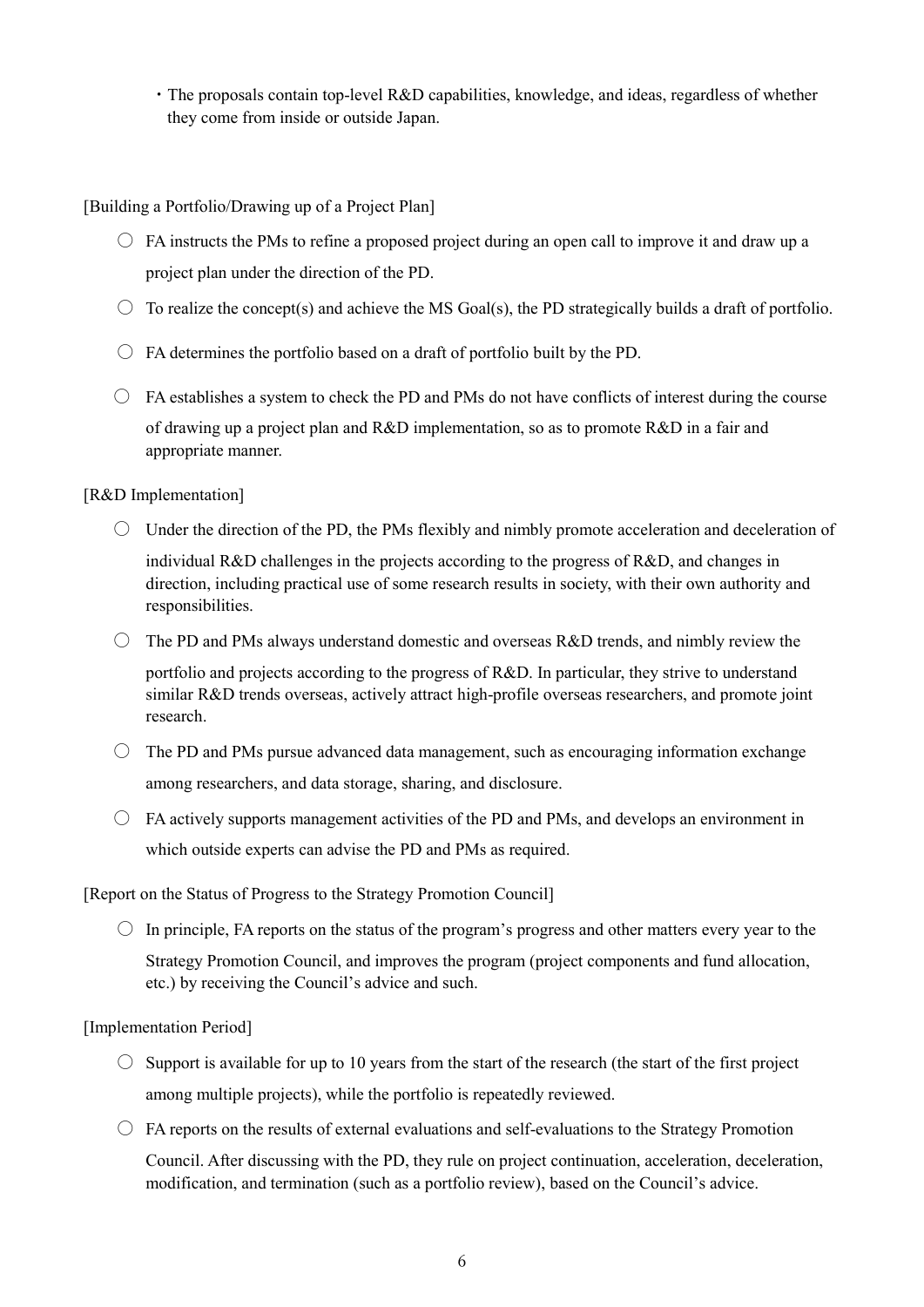- ・The proposals contain top-level R&D capabilities, knowledge, and ideas, regardless of whether they come from inside or outside Japan.

[Building a Portfolio/Drawing up of a Project Plan]

○ FA instructs the PMs to refine a proposed project during an open call to improve it and draw up a project plan under the direction of the PD.

○ To realize the concept(s) and achieve the MS Goal(s), the PD strategically builds a draft of portfolio.

○ FA determines the portfolio based on a draft of portfolio built by the PD.

○ FA establishes a system to check the PD and PMs do not have conflicts of interest during the course of drawing up a project plan and R&D implementation, so as to promote R&D in a fair and appropriate manner.

[R&D Implementation]

○ Under the direction of the PD, the PMs flexibly and nimbly promote acceleration and deceleration of individual R&D challenges in the projects according to the progress of R&D, and changes in direction, including practical use of some research results in society, with their own authority and responsibilities.

○ The PD and PMs always understand domestic and overseas R&D trends, and nimbly review the portfolio and projects according to the progress of R&D. In particular, they strive to understand similar R&D trends overseas, actively attract high-profile overseas researchers, and promote joint research.

○ The PD and PMs pursue advanced data management, such as encouraging information exchange among researchers, and data storage, sharing, and disclosure.

○ FA actively supports management activities of the PD and PMs, and develops an environment in which outside experts can advise the PD and PMs as required.

[Report on the Status of Progress to the Strategy Promotion Council]

○ In principle, FA reports on the status of the program's progress and other matters every year to the Strategy Promotion Council, and improves the program (project components and fund allocation, etc.) by receiving the Council's advice and such.

[Implementation Period]

○ Support is available for up to 10 years from the start of the research (the start of the first project among multiple projects), while the portfolio is repeatedly reviewed.

○ FA reports on the results of external evaluations and self-evaluations to the Strategy Promotion Council. After discussing with the PD, they rule on project continuation, acceleration, deceleration, modification, and termination (such as a portfolio review), based on the Council's advice.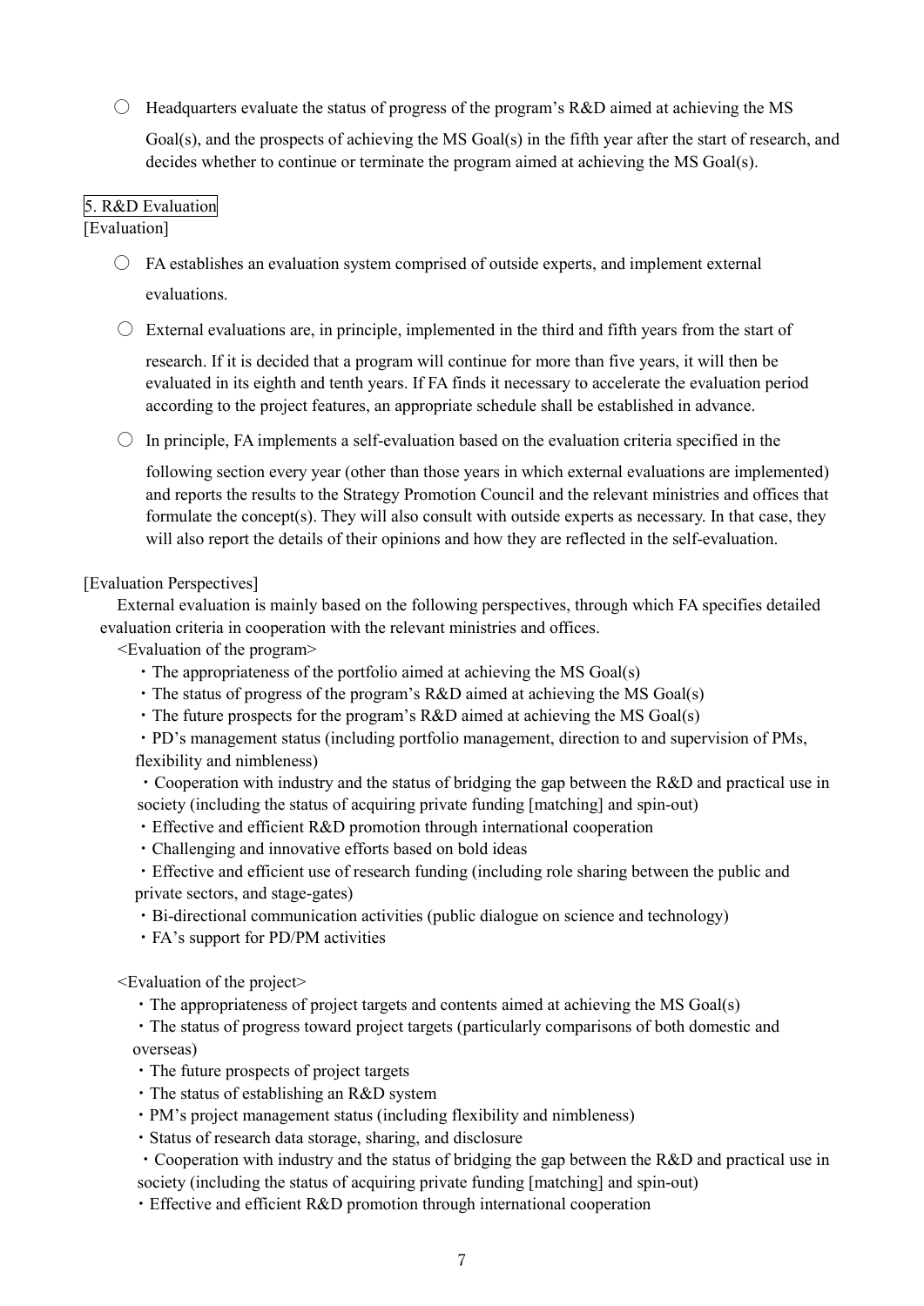○ Headquarters evaluate the status of progress of the program's R&D aimed at achieving the MS Goal(s), and the prospects of achieving the MS Goal(s) in the fifth year after the start of research, and decides whether to continue or terminate the program aimed at achieving the MS Goal(s).

## 5. R&D Evaluation

[Evaluation]

○ FA establishes an evaluation system comprised of outside experts, and implement external evaluations.

○ External evaluations are, in principle, implemented in the third and fifth years from the start of research. If it is decided that a program will continue for more than five years, it will then be evaluated in its eighth and tenth years. If FA finds it necessary to accelerate the evaluation period according to the project features, an appropriate schedule shall be established in advance.

○ In principle, FA implements a self-evaluation based on the evaluation criteria specified in the following section every year (other than those years in which external evaluations are implemented) and reports the results to the Strategy Promotion Council and the relevant ministries and offices that formulate the concept(s). They will also consult with outside experts as necessary. In that case, they will also report the details of their opinions and how they are reflected in the self-evaluation.

[Evaluation Perspectives]

External evaluation is mainly based on the following perspectives, through which FA specifies detailed evaluation criteria in cooperation with the relevant ministries and offices.

<Evaluation of the program>

・The appropriateness of the portfolio aimed at achieving the MS Goal(s)
・The status of progress of the program's R&D aimed at achieving the MS Goal(s)
・The future prospects for the program's R&D aimed at achieving the MS Goal(s)
・PD's management status (including portfolio management, direction to and supervision of PMs, flexibility and nimbleness)
・Cooperation with industry and the status of bridging the gap between the R&D and practical use in society (including the status of acquiring private funding [matching] and spin-out)
・Effective and efficient R&D promotion through international cooperation
・Challenging and innovative efforts based on bold ideas
・Effective and efficient use of research funding (including role sharing between the public and private sectors, and stage-gates)
・Bi-directional communication activities (public dialogue on science and technology)
・FA's support for PD/PM activities

<Evaluation of the project>

・The appropriateness of project targets and contents aimed at achieving the MS Goal(s)
・The status of progress toward project targets (particularly comparisons of both domestic and overseas)
・The future prospects of project targets
・The status of establishing an R&D system
・PM's project management status (including flexibility and nimbleness)
・Status of research data storage, sharing, and disclosure
・Cooperation with industry and the status of bridging the gap between the R&D and practical use in society (including the status of acquiring private funding [matching] and spin-out)
・Effective and efficient R&D promotion through international cooperation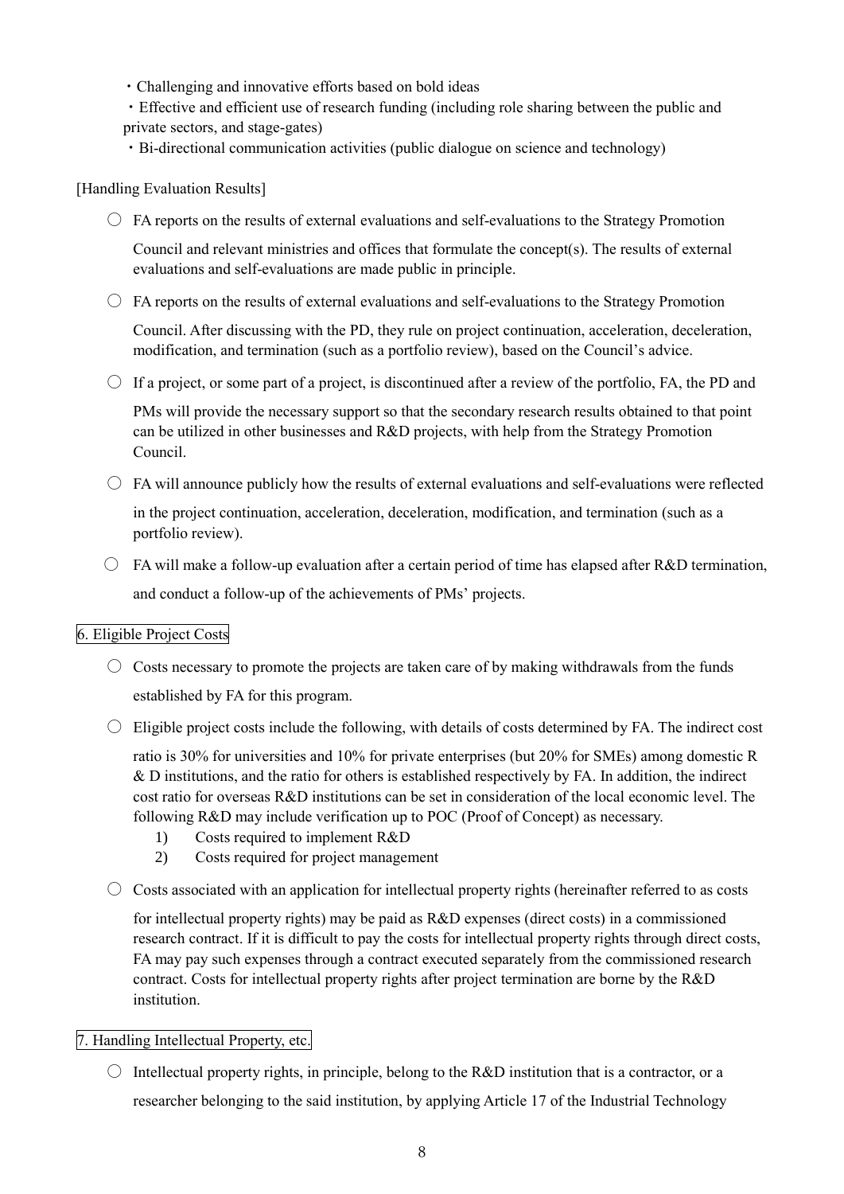・Challenging and innovative efforts based on bold ideas

・Effective and efficient use of research funding (including role sharing between the public and private sectors, and stage-gates)

・Bi-directional communication activities (public dialogue on science and technology)

[Handling Evaluation Results]

○ FA reports on the results of external evaluations and self-evaluations to the Strategy Promotion Council and relevant ministries and offices that formulate the concept(s). The results of external evaluations and self-evaluations are made public in principle.

○ FA reports on the results of external evaluations and self-evaluations to the Strategy Promotion Council. After discussing with the PD, they rule on project continuation, acceleration, deceleration, modification, and termination (such as a portfolio review), based on the Council's advice.

○ If a project, or some part of a project, is discontinued after a review of the portfolio, FA, the PD and PMs will provide the necessary support so that the secondary research results obtained to that point can be utilized in other businesses and R&D projects, with help from the Strategy Promotion Council.

○ FA will announce publicly how the results of external evaluations and self-evaluations were reflected in the project continuation, acceleration, deceleration, modification, and termination (such as a portfolio review).

○ FA will make a follow-up evaluation after a certain period of time has elapsed after R&D termination, and conduct a follow-up of the achievements of PMs' projects.

## 6. Eligible Project Costs

○ Costs necessary to promote the projects are taken care of by making withdrawals from the funds established by FA for this program.

○ Eligible project costs include the following, with details of costs determined by FA. The indirect cost ratio is 30% for universities and 10% for private enterprises (but 20% for SMEs) among domestic R & D institutions, and the ratio for others is established respectively by FA. In addition, the indirect cost ratio for overseas R&D institutions can be set in consideration of the local economic level. The following R&D may include verification up to POC (Proof of Concept) as necessary.

1) Costs required to implement R&D
2) Costs required for project management

○ Costs associated with an application for intellectual property rights (hereinafter referred to as costs for intellectual property rights) may be paid as R&D expenses (direct costs) in a commissioned research contract. If it is difficult to pay the costs for intellectual property rights through direct costs, FA may pay such expenses through a contract executed separately from the commissioned research contract. Costs for intellectual property rights after project termination are borne by the R&D institution.

## 7. Handling Intellectual Property, etc.

○ Intellectual property rights, in principle, belong to the R&D institution that is a contractor, or a researcher belonging to the said institution, by applying Article 17 of the Industrial Technology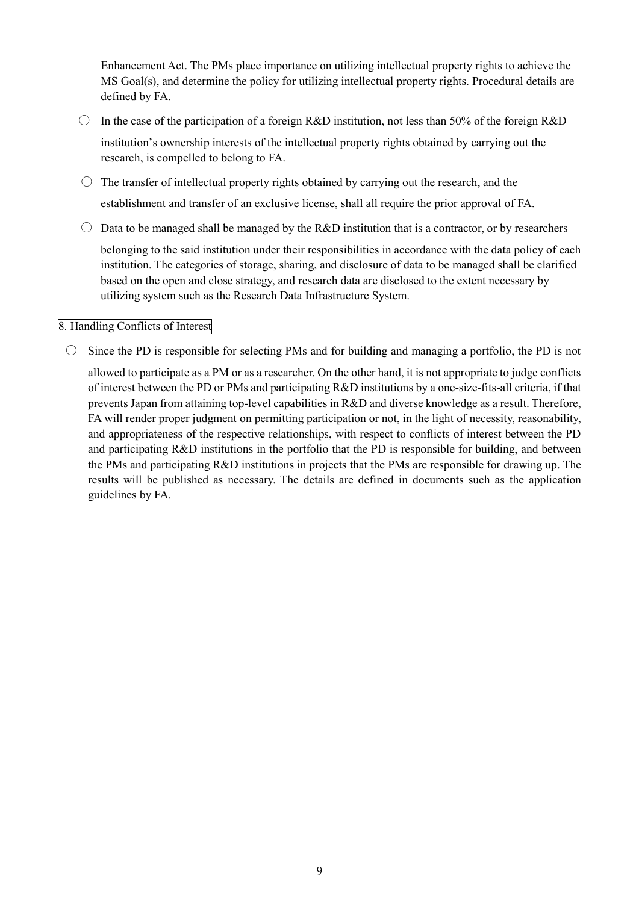Enhancement Act. The PMs place importance on utilizing intellectual property rights to achieve the MS Goal(s), and determine the policy for utilizing intellectual property rights. Procedural details are defined by FA.

- ○ In the case of the participation of a foreign R&D institution, not less than 50% of the foreign R&D institution's ownership interests of the intellectual property rights obtained by carrying out the research, is compelled to belong to FA.
- ○ The transfer of intellectual property rights obtained by carrying out the research, and the establishment and transfer of an exclusive license, shall all require the prior approval of FA.
- ○ Data to be managed shall be managed by the R&D institution that is a contractor, or by researchers belonging to the said institution under their responsibilities in accordance with the data policy of each institution. The categories of storage, sharing, and disclosure of data to be managed shall be clarified based on the open and close strategy, and research data are disclosed to the extent necessary by utilizing system such as the Research Data Infrastructure System.

## 8. Handling Conflicts of Interest

- ○ Since the PD is responsible for selecting PMs and for building and managing a portfolio, the PD is not allowed to participate as a PM or as a researcher. On the other hand, it is not appropriate to judge conflicts of interest between the PD or PMs and participating R&D institutions by a one-size-fits-all criteria, if that prevents Japan from attaining top-level capabilities in R&D and diverse knowledge as a result. Therefore, FA will render proper judgment on permitting participation or not, in the light of necessity, reasonability, and appropriateness of the respective relationships, with respect to conflicts of interest between the PD and participating R&D institutions in the portfolio that the PD is responsible for building, and between the PMs and participating R&D institutions in projects that the PMs are responsible for drawing up. The results will be published as necessary. The details are defined in documents such as the application guidelines by FA.